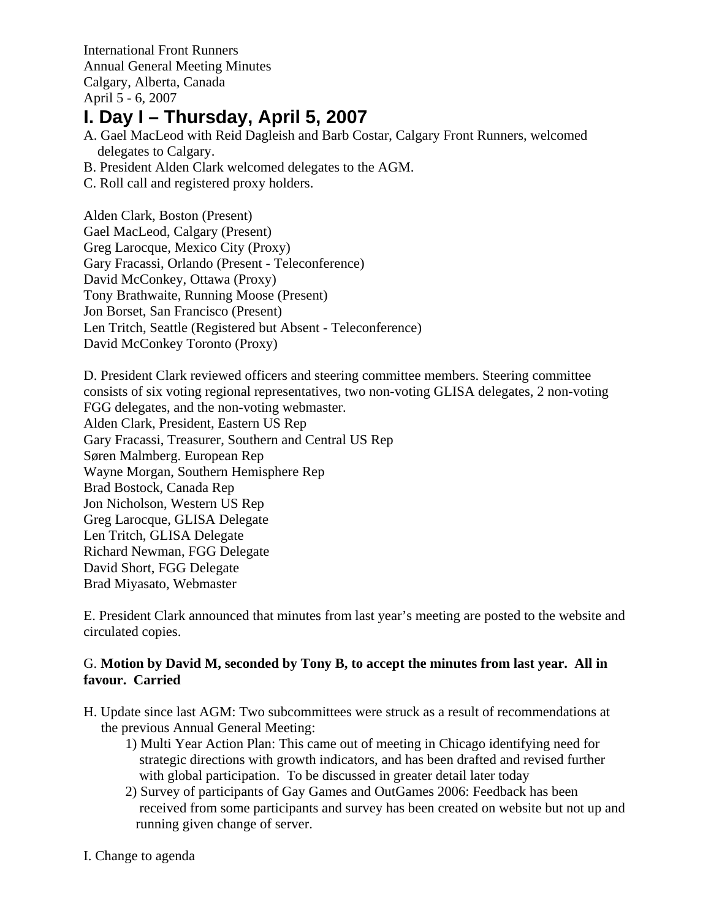International Front Runners
Annual General Meeting Minutes
Calgary, Alberta, Canada
April 5 - 6, 2007

# I. Day I – Thursday, April 5, 2007

A. Gael MacLeod with Reid Dagleish and Barb Costar, Calgary Front Runners, welcomed delegates to Calgary.
B. President Alden Clark welcomed delegates to the AGM.
C. Roll call and registered proxy holders.

Alden Clark, Boston (Present)
Gael MacLeod, Calgary (Present)
Greg Larocque, Mexico City (Proxy)
Gary Fracassi, Orlando (Present - Teleconference)
David McConkey, Ottawa (Proxy)
Tony Brathwaite, Running Moose (Present)
Jon Borset, San Francisco (Present)
Len Tritch, Seattle (Registered but Absent - Teleconference)
David McConkey Toronto (Proxy)

D. President Clark reviewed officers and steering committee members. Steering committee consists of six voting regional representatives, two non-voting GLISA delegates, 2 non-voting FGG delegates, and the non-voting webmaster.
Alden Clark, President, Eastern US Rep
Gary Fracassi, Treasurer, Southern and Central US Rep
Søren Malmberg. European Rep
Wayne Morgan, Southern Hemisphere Rep
Brad Bostock, Canada Rep
Jon Nicholson, Western US Rep
Greg Larocque, GLISA Delegate
Len Tritch, GLISA Delegate
Richard Newman, FGG Delegate
David Short, FGG Delegate
Brad Miyasato, Webmaster

E. President Clark announced that minutes from last year's meeting are posted to the website and circulated copies.

G. **Motion by David M, seconded by Tony B, to accept the minutes from last year. All in favour. Carried**

H. Update since last AGM: Two subcommittees were struck as a result of recommendations at the previous Annual General Meeting:

1) Multi Year Action Plan: This came out of meeting in Chicago identifying need for strategic directions with growth indicators, and has been drafted and revised further with global participation. To be discussed in greater detail later today
2) Survey of participants of Gay Games and OutGames 2006: Feedback has been received from some participants and survey has been created on website but not up and running given change of server.

I. Change to agenda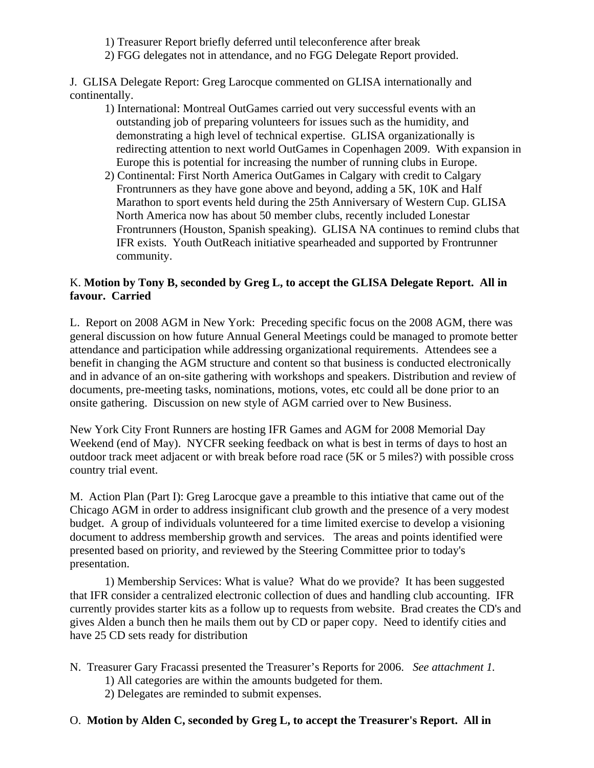1) Treasurer Report briefly deferred until teleconference after break
2) FGG delegates not in attendance, and no FGG Delegate Report provided.

J. GLISA Delegate Report: Greg Larocque commented on GLISA internationally and continentally.

1) International: Montreal OutGames carried out very successful events with an outstanding job of preparing volunteers for issues such as the humidity, and demonstrating a high level of technical expertise. GLISA organizationally is redirecting attention to next world OutGames in Copenhagen 2009. With expansion in Europe this is potential for increasing the number of running clubs in Europe.
2) Continental: First North America OutGames in Calgary with credit to Calgary Frontrunners as they have gone above and beyond, adding a 5K, 10K and Half Marathon to sport events held during the 25th Anniversary of Western Cup. GLISA North America now has about 50 member clubs, recently included Lonestar Frontrunners (Houston, Spanish speaking). GLISA NA continues to remind clubs that IFR exists. Youth OutReach initiative spearheaded and supported by Frontrunner community.

K. **Motion by Tony B, seconded by Greg L, to accept the GLISA Delegate Report. All in favour. Carried**

L. Report on 2008 AGM in New York: Preceding specific focus on the 2008 AGM, there was general discussion on how future Annual General Meetings could be managed to promote better attendance and participation while addressing organizational requirements. Attendees see a benefit in changing the AGM structure and content so that business is conducted electronically and in advance of an on-site gathering with workshops and speakers. Distribution and review of documents, pre-meeting tasks, nominations, motions, votes, etc could all be done prior to an onsite gathering. Discussion on new style of AGM carried over to New Business.

New York City Front Runners are hosting IFR Games and AGM for 2008 Memorial Day Weekend (end of May). NYCFR seeking feedback on what is best in terms of days to host an outdoor track meet adjacent or with break before road race (5K or 5 miles?) with possible cross country trial event.

M. Action Plan (Part I): Greg Larocque gave a preamble to this intiative that came out of the Chicago AGM in order to address insignificant club growth and the presence of a very modest budget. A group of individuals volunteered for a time limited exercise to develop a visioning document to address membership growth and services. The areas and points identified were presented based on priority, and reviewed by the Steering Committee prior to today's presentation.

1) Membership Services: What is value? What do we provide? It has been suggested that IFR consider a centralized electronic collection of dues and handling club accounting. IFR currently provides starter kits as a follow up to requests from website. Brad creates the CD's and gives Alden a bunch then he mails them out by CD or paper copy. Need to identify cities and have 25 CD sets ready for distribution

N. Treasurer Gary Fracassi presented the Treasurer's Reports for 2006. *See attachment 1.*

1) All categories are within the amounts budgeted for them.
2) Delegates are reminded to submit expenses.

O. **Motion by Alden C, seconded by Greg L, to accept the Treasurer's Report. All in**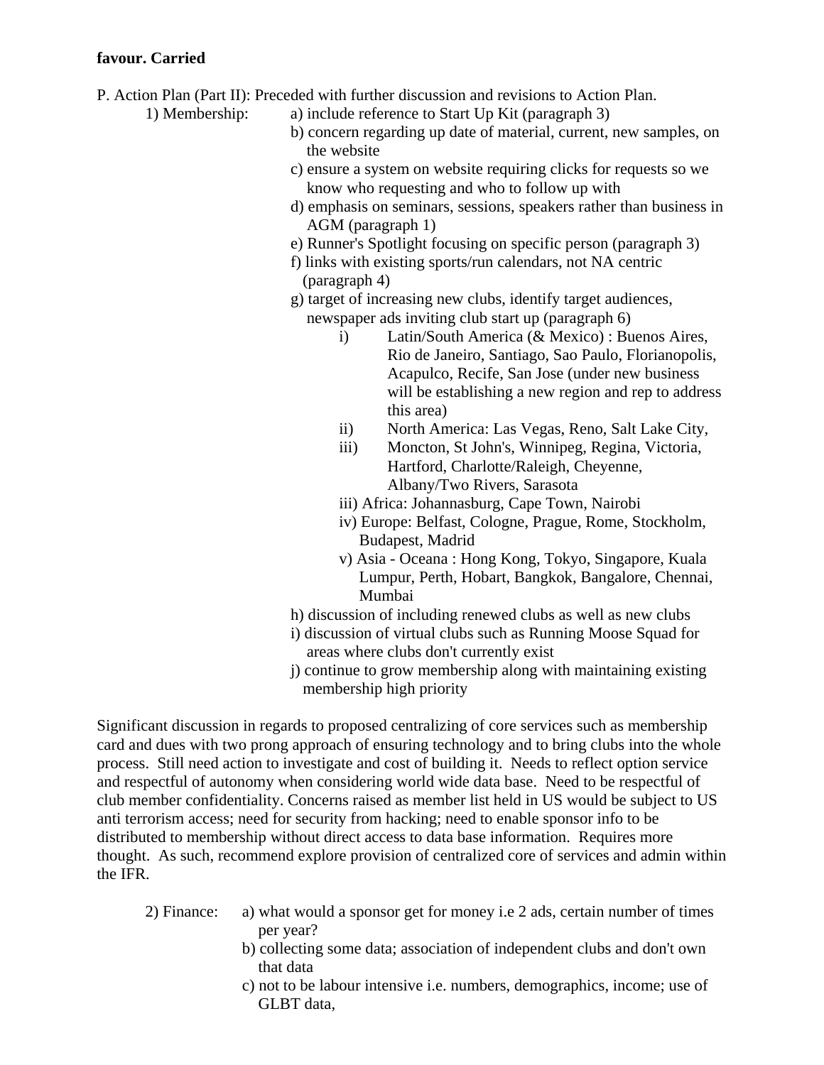**favour. Carried**

P. Action Plan (Part II): Preceded with further discussion and revisions to Action Plan.

1) Membership:
- a) include reference to Start Up Kit (paragraph 3)
- b) concern regarding up date of material, current, new samples, on the website
- c) ensure a system on website requiring clicks for requests so we know who requesting and who to follow up with
- d) emphasis on seminars, sessions, speakers rather than business in AGM (paragraph 1)
- e) Runner's Spotlight focusing on specific person (paragraph 3)
- f) links with existing sports/run calendars, not NA centric (paragraph 4)
- g) target of increasing new clubs, identify target audiences, newspaper ads inviting club start up (paragraph 6)
  - i) Latin/South America (& Mexico) : Buenos Aires, Rio de Janeiro, Santiago, Sao Paulo, Florianopolis, Acapulco, Recife, San Jose (under new business will be establishing a new region and rep to address this area)
  - ii) North America: Las Vegas, Reno, Salt Lake City,
  - iii) Moncton, St John's, Winnipeg, Regina, Victoria, Hartford, Charlotte/Raleigh, Cheyenne, Albany/Two Rivers, Sarasota
  - iii) Africa: Johannasburg, Cape Town, Nairobi
  - iv) Europe: Belfast, Cologne, Prague, Rome, Stockholm, Budapest, Madrid
  - v) Asia - Oceana : Hong Kong, Tokyo, Singapore, Kuala Lumpur, Perth, Hobart, Bangkok, Bangalore, Chennai, Mumbai
- h) discussion of including renewed clubs as well as new clubs
- i) discussion of virtual clubs such as Running Moose Squad for areas where clubs don't currently exist
- j) continue to grow membership along with maintaining existing membership high priority

Significant discussion in regards to proposed centralizing of core services such as membership card and dues with two prong approach of ensuring technology and to bring clubs into the whole process. Still need action to investigate and cost of building it. Needs to reflect option service and respectful of autonomy when considering world wide data base. Need to be respectful of club member confidentiality. Concerns raised as member list held in US would be subject to US anti terrorism access; need for security from hacking; need to enable sponsor info to be distributed to membership without direct access to data base information. Requires more thought. As such, recommend explore provision of centralized core of services and admin within the IFR.

2) Finance:
- a) what would a sponsor get for money i.e 2 ads, certain number of times per year?
- b) collecting some data; association of independent clubs and don't own that data
- c) not to be labour intensive i.e. numbers, demographics, income; use of GLBT data,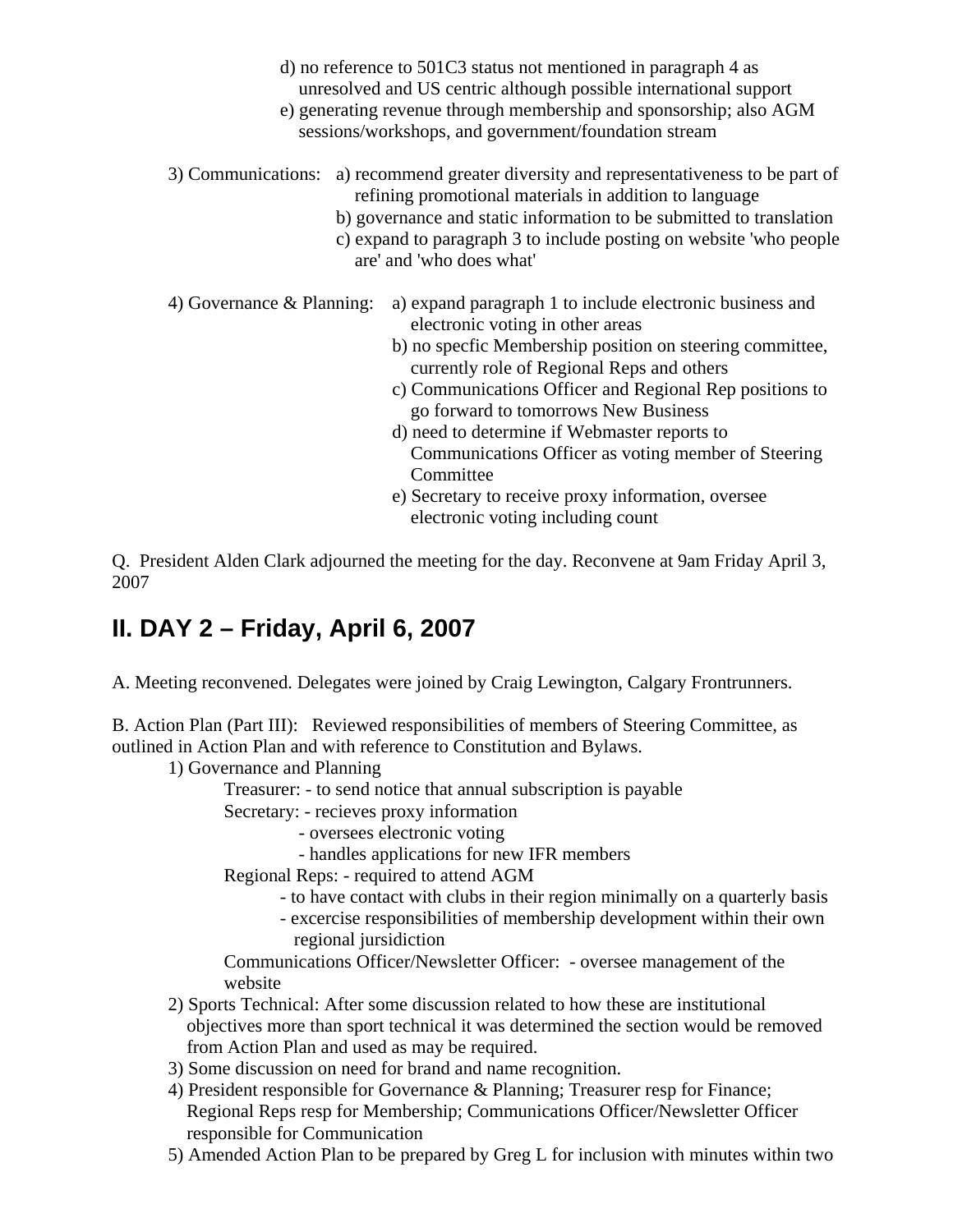d) no reference to 501C3 status not mentioned in paragraph 4 as unresolved and US centric although possible international support
e) generating revenue through membership and sponsorship; also AGM sessions/workshops, and government/foundation stream

3) Communications:
   a) recommend greater diversity and representativeness to be part of refining promotional materials in addition to language
   b) governance and static information to be submitted to translation
   c) expand to paragraph 3 to include posting on website 'who people are' and 'who does what'

4) Governance & Planning:
   a) expand paragraph 1 to include electronic business and electronic voting in other areas
   b) no specfic Membership position on steering committee, currently role of Regional Reps and others
   c) Communications Officer and Regional Rep positions to go forward to tomorrows New Business
   d) need to determine if Webmaster reports to Communications Officer as voting member of Steering Committee
   e) Secretary to receive proxy information, oversee electronic voting including count

Q. President Alden Clark adjourned the meeting for the day. Reconvene at 9am Friday April 3, 2007

## II. DAY 2 – Friday, April 6, 2007

A. Meeting reconvened. Delegates were joined by Craig Lewington, Calgary Frontrunners.

B. Action Plan (Part III): Reviewed responsibilities of members of Steering Committee, as outlined in Action Plan and with reference to Constitution and Bylaws.

1) Governance and Planning

   Treasurer: - to send notice that annual subscription is payable

   Secretary: - recieves proxy information
   - oversees electronic voting
   - handles applications for new IFR members

   Regional Reps: - required to attend AGM
   - to have contact with clubs in their region minimally on a quarterly basis
   - excercise responsibilities of membership development within their own regional jursidiction

   Communications Officer/Newsletter Officer: - oversee management of the website

2) Sports Technical: After some discussion related to how these are institutional objectives more than sport technical it was determined the section would be removed from Action Plan and used as may be required.

3) Some discussion on need for brand and name recognition.

4) President responsible for Governance & Planning; Treasurer resp for Finance; Regional Reps resp for Membership; Communications Officer/Newsletter Officer responsible for Communication

5) Amended Action Plan to be prepared by Greg L for inclusion with minutes within two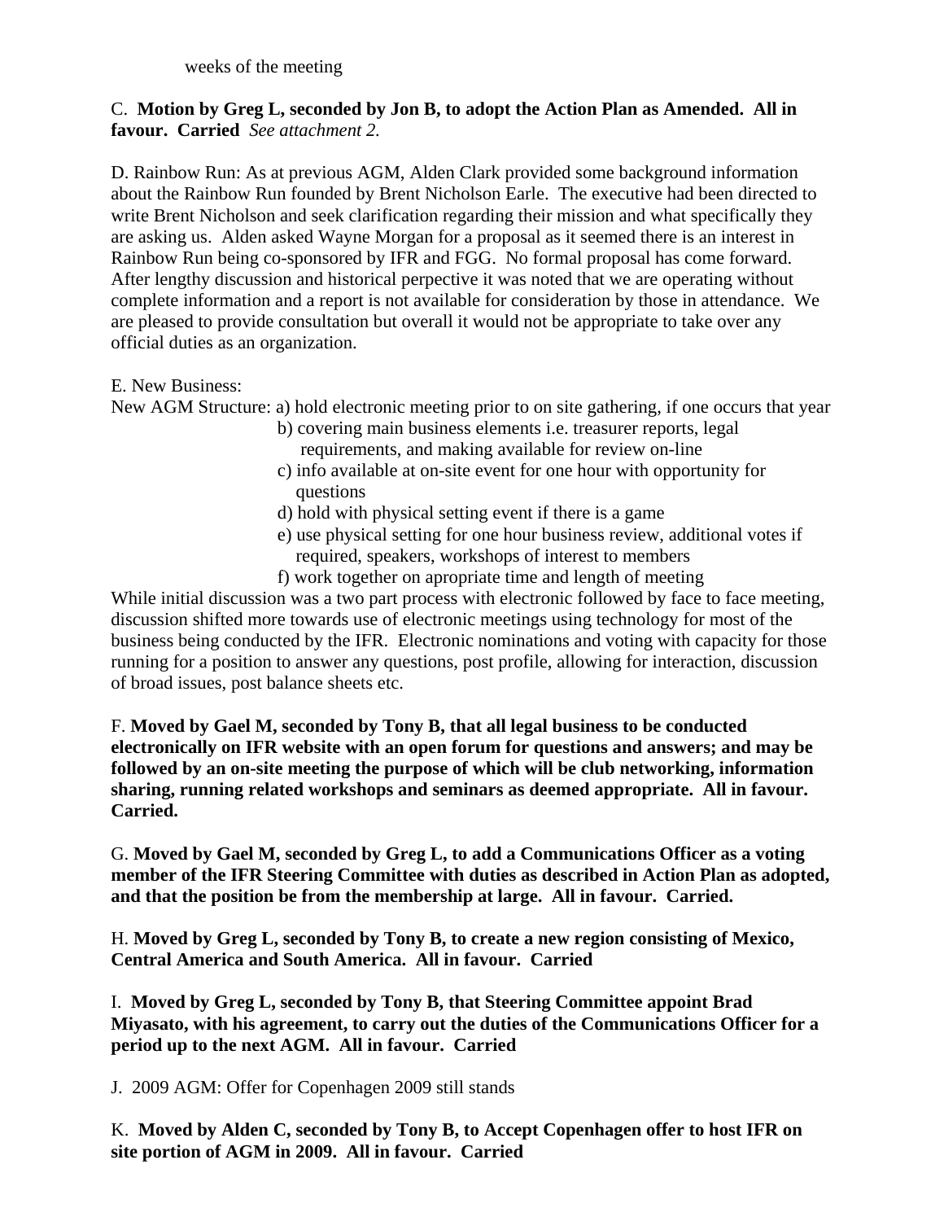weeks of the meeting

C. **Motion by Greg L, seconded by Jon B, to adopt the Action Plan as Amended. All in favour. Carried** *See attachment 2.*

D. Rainbow Run: As at previous AGM, Alden Clark provided some background information about the Rainbow Run founded by Brent Nicholson Earle. The executive had been directed to write Brent Nicholson and seek clarification regarding their mission and what specifically they are asking us. Alden asked Wayne Morgan for a proposal as it seemed there is an interest in Rainbow Run being co-sponsored by IFR and FGG. No formal proposal has come forward. After lengthy discussion and historical perpective it was noted that we are operating without complete information and a report is not available for consideration by those in attendance. We are pleased to provide consultation but overall it would not be appropriate to take over any official duties as an organization.

E. New Business:

New AGM Structure:
- a) hold electronic meeting prior to on site gathering, if one occurs that year
- b) covering main business elements i.e. treasurer reports, legal requirements, and making available for review on-line
- c) info available at on-site event for one hour with opportunity for questions
- d) hold with physical setting event if there is a game
- e) use physical setting for one hour business review, additional votes if required, speakers, workshops of interest to members
- f) work together on apropriate time and length of meeting

While initial discussion was a two part process with electronic followed by face to face meeting, discussion shifted more towards use of electronic meetings using technology for most of the business being conducted by the IFR. Electronic nominations and voting with capacity for those running for a position to answer any questions, post profile, allowing for interaction, discussion of broad issues, post balance sheets etc.

F. **Moved by Gael M, seconded by Tony B, that all legal business to be conducted electronically on IFR website with an open forum for questions and answers; and may be followed by an on-site meeting the purpose of which will be club networking, information sharing, running related workshops and seminars as deemed appropriate. All in favour. Carried.**

G. **Moved by Gael M, seconded by Greg L, to add a Communications Officer as a voting member of the IFR Steering Committee with duties as described in Action Plan as adopted, and that the position be from the membership at large. All in favour. Carried.**

H. **Moved by Greg L, seconded by Tony B, to create a new region consisting of Mexico, Central America and South America. All in favour. Carried**

I. **Moved by Greg L, seconded by Tony B, that Steering Committee appoint Brad Miyasato, with his agreement, to carry out the duties of the Communications Officer for a period up to the next AGM. All in favour. Carried**

J. 2009 AGM: Offer for Copenhagen 2009 still stands

K. **Moved by Alden C, seconded by Tony B, to Accept Copenhagen offer to host IFR on site portion of AGM in 2009. All in favour. Carried**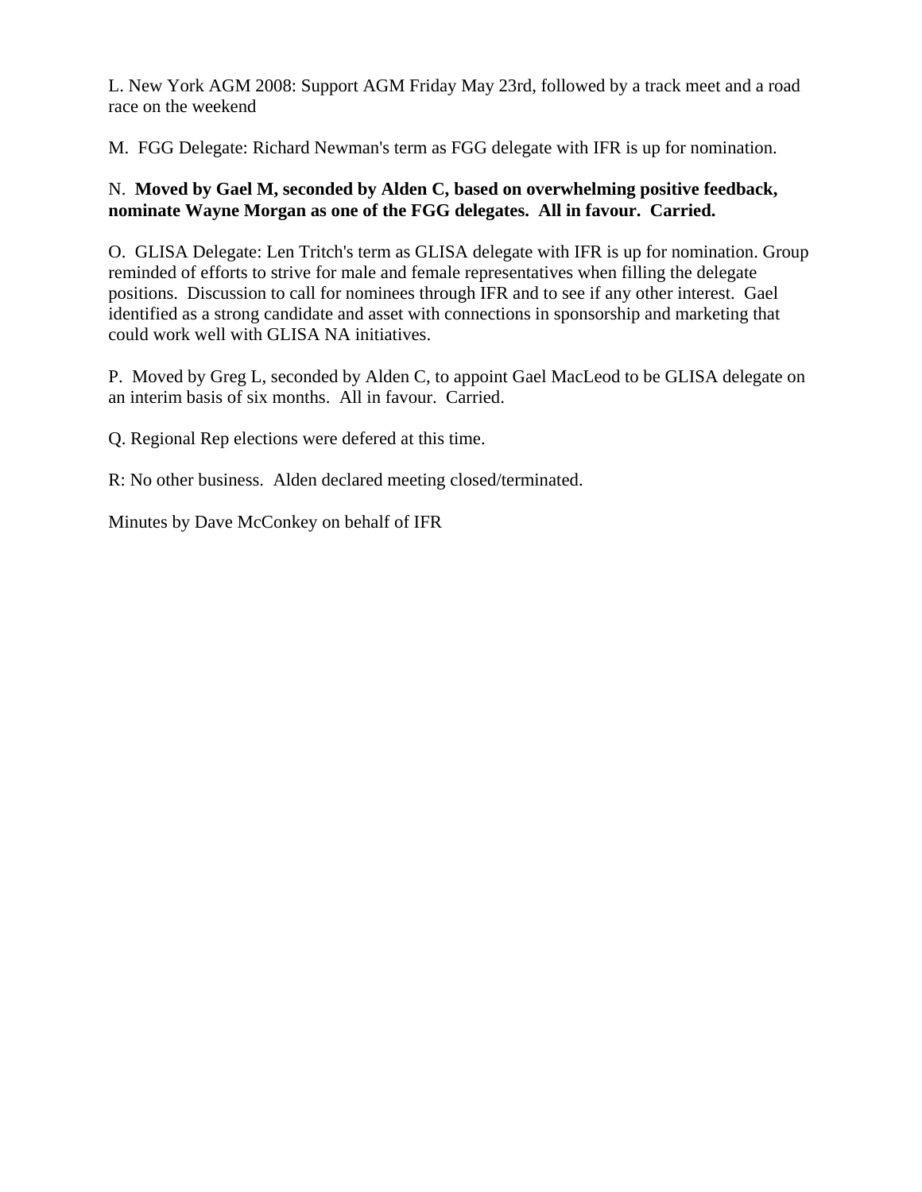L. New York AGM 2008: Support AGM Friday May 23rd, followed by a track meet and a road race on the weekend

M. FGG Delegate: Richard Newman's term as FGG delegate with IFR is up for nomination.

N. **Moved by Gael M, seconded by Alden C, based on overwhelming positive feedback, nominate Wayne Morgan as one of the FGG delegates. All in favour. Carried.**

O. GLISA Delegate: Len Tritch's term as GLISA delegate with IFR is up for nomination. Group reminded of efforts to strive for male and female representatives when filling the delegate positions. Discussion to call for nominees through IFR and to see if any other interest. Gael identified as a strong candidate and asset with connections in sponsorship and marketing that could work well with GLISA NA initiatives.

P. Moved by Greg L, seconded by Alden C, to appoint Gael MacLeod to be GLISA delegate on an interim basis of six months. All in favour. Carried.

Q. Regional Rep elections were defered at this time.

R: No other business. Alden declared meeting closed/terminated.

Minutes by Dave McConkey on behalf of IFR